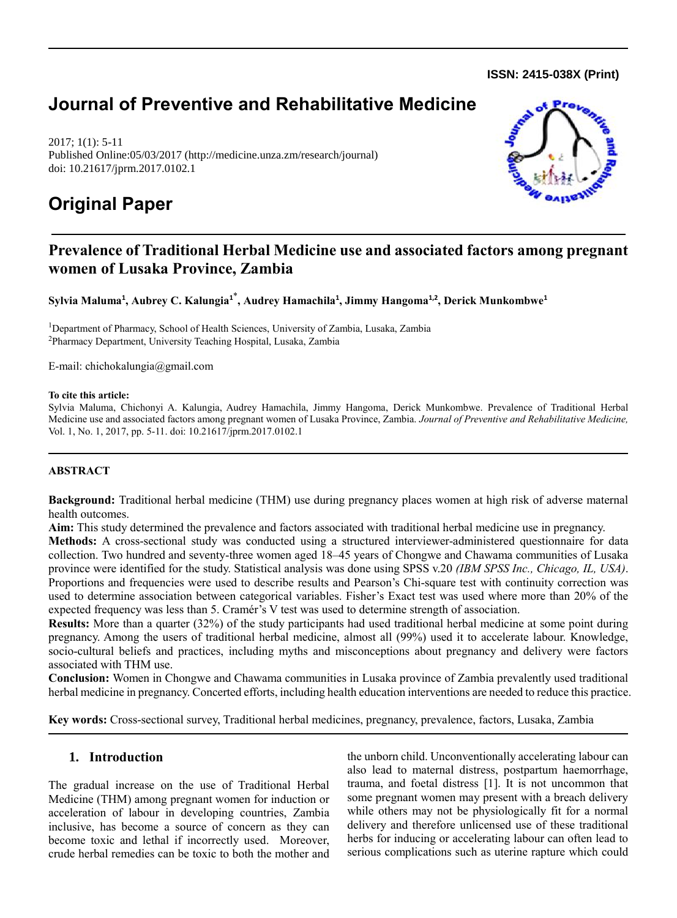ISSN: 2415-038X (Print)

# Journal of Preventive and Rehabilitative Medicine

2017; 1(1): 5-11
Published Online:05/03/2017 (http://medicine.unza.zm/research/journal)
doi: 10.21617/jprm.2017.0102.1

# Original Paper

## Prevalence of Traditional Herbal Medicine use and associated factors among pregnant women of Lusaka Province, Zambia

**Sylvia Maluma[1], Aubrey C. Kalungia[1*], Audrey Hamachila[1], Jimmy Hangoma[1,2], Derick Munkombwe[1]**

[1]Department of Pharmacy, School of Health Sciences, University of Zambia, Lusaka, Zambia
[2]Pharmacy Department, University Teaching Hospital, Lusaka, Zambia

E-mail: chichokalungia@gmail.com

**To cite this article:**
Sylvia Maluma, Chichonyi A. Kalungia, Audrey Hamachila, Jimmy Hangoma, Derick Munkombwe. Prevalence of Traditional Herbal Medicine use and associated factors among pregnant women of Lusaka Province, Zambia. *Journal of Preventive and Rehabilitative Medicine,* Vol. 1, No. 1, 2017, pp. 5-11. doi: 10.21617/jprm.2017.0102.1

### ABSTRACT

**Background:** Traditional herbal medicine (THM) use during pregnancy places women at high risk of adverse maternal health outcomes.

**Aim:** This study determined the prevalence and factors associated with traditional herbal medicine use in pregnancy.

**Methods:** A cross-sectional study was conducted using a structured interviewer-administered questionnaire for data collection. Two hundred and seventy-three women aged 18–45 years of Chongwe and Chawama communities of Lusaka province were identified for the study. Statistical analysis was done using SPSS v.20 *(IBM SPSS Inc., Chicago, IL, USA)*. Proportions and frequencies were used to describe results and Pearson's Chi-square test with continuity correction was used to determine association between categorical variables. Fisher's Exact test was used where more than 20% of the expected frequency was less than 5. Cramér's V test was used to determine strength of association.

**Results:** More than a quarter (32%) of the study participants had used traditional herbal medicine at some point during pregnancy. Among the users of traditional herbal medicine, almost all (99%) used it to accelerate labour. Knowledge, socio-cultural beliefs and practices, including myths and misconceptions about pregnancy and delivery were factors associated with THM use.

**Conclusion:** Women in Chongwe and Chawama communities in Lusaka province of Zambia prevalently used traditional herbal medicine in pregnancy. Concerted efforts, including health education interventions are needed to reduce this practice.

**Key words:** Cross-sectional survey, Traditional herbal medicines, pregnancy, prevalence, factors, Lusaka, Zambia

## 1. Introduction

The gradual increase on the use of Traditional Herbal Medicine (THM) among pregnant women for induction or acceleration of labour in developing countries, Zambia inclusive, has become a source of concern as they can become toxic and lethal if incorrectly used. Moreover, crude herbal remedies can be toxic to both the mother and the unborn child. Unconventionally accelerating labour can also lead to maternal distress, postpartum haemorrhage, trauma, and foetal distress [1]. It is not uncommon that some pregnant women may present with a breach delivery while others may not be physiologically fit for a normal delivery and therefore unlicensed use of these traditional herbs for inducing or accelerating labour can often lead to serious complications such as uterine rapture which could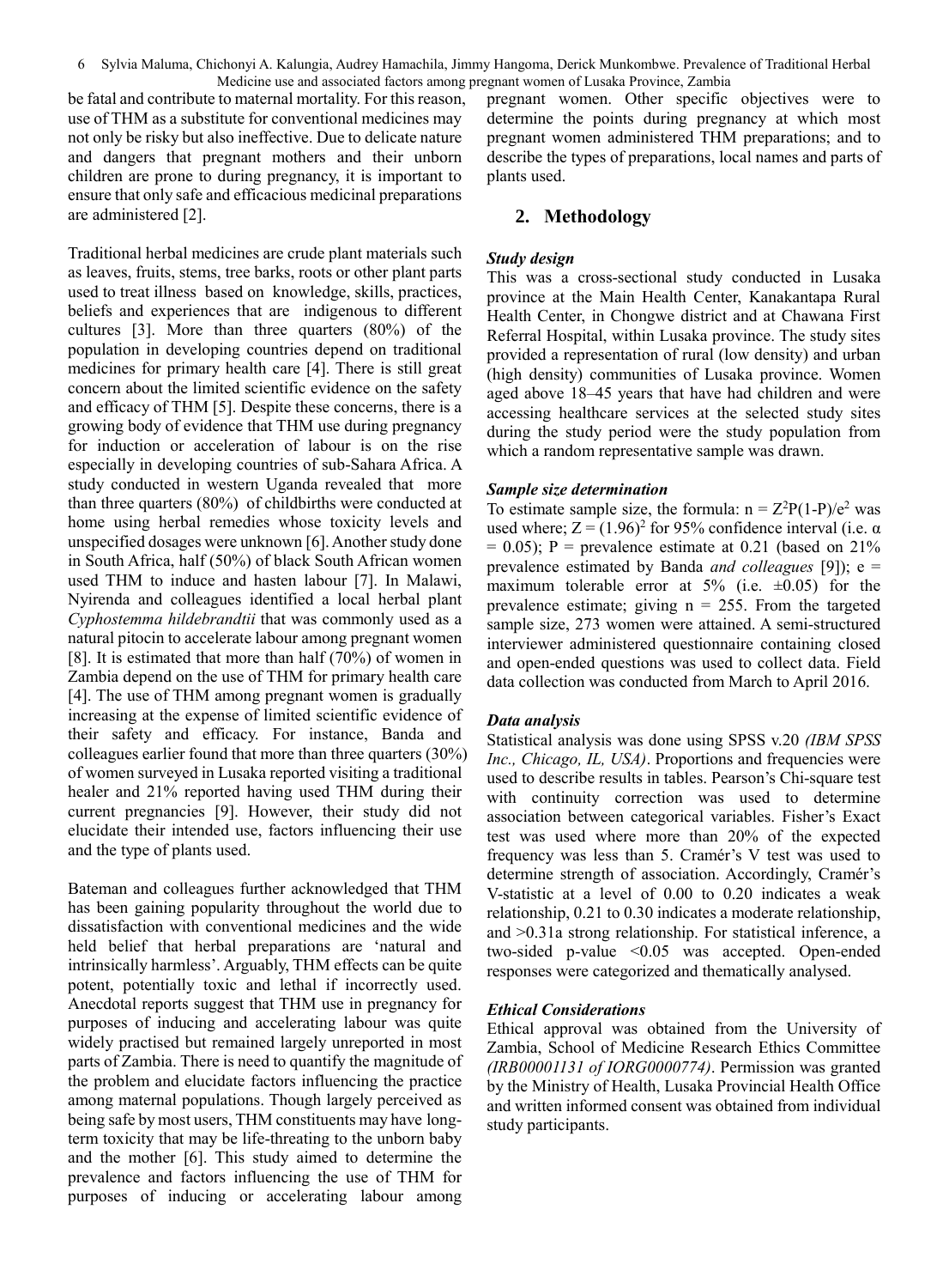be fatal and contribute to maternal mortality. For this reason, use of THM as a substitute for conventional medicines may not only be risky but also ineffective. Due to delicate nature and dangers that pregnant mothers and their unborn children are prone to during pregnancy, it is important to ensure that only safe and efficacious medicinal preparations are administered [2].

Traditional herbal medicines are crude plant materials such as leaves, fruits, stems, tree barks, roots or other plant parts used to treat illness based on knowledge, skills, practices, beliefs and experiences that are indigenous to different cultures [3]. More than three quarters (80%) of the population in developing countries depend on traditional medicines for primary health care [4]. There is still great concern about the limited scientific evidence on the safety and efficacy of THM [5]. Despite these concerns, there is a growing body of evidence that THM use during pregnancy for induction or acceleration of labour is on the rise especially in developing countries of sub-Sahara Africa. A study conducted in western Uganda revealed that more than three quarters (80%) of childbirths were conducted at home using herbal remedies whose toxicity levels and unspecified dosages were unknown [6]. Another study done in South Africa, half (50%) of black South African women used THM to induce and hasten labour [7]. In Malawi, Nyirenda and colleagues identified a local herbal plant *Cyphostemma hildebrandtii* that was commonly used as a natural pitocin to accelerate labour among pregnant women [8]. It is estimated that more than half (70%) of women in Zambia depend on the use of THM for primary health care [4]. The use of THM among pregnant women is gradually increasing at the expense of limited scientific evidence of their safety and efficacy. For instance, Banda and colleagues earlier found that more than three quarters (30%) of women surveyed in Lusaka reported visiting a traditional healer and 21% reported having used THM during their current pregnancies [9]. However, their study did not elucidate their intended use, factors influencing their use and the type of plants used.

Bateman and colleagues further acknowledged that THM has been gaining popularity throughout the world due to dissatisfaction with conventional medicines and the wide held belief that herbal preparations are 'natural and intrinsically harmless'. Arguably, THM effects can be quite potent, potentially toxic and lethal if incorrectly used. Anecdotal reports suggest that THM use in pregnancy for purposes of inducing and accelerating labour was quite widely practised but remained largely unreported in most parts of Zambia. There is need to quantify the magnitude of the problem and elucidate factors influencing the practice among maternal populations. Though largely perceived as being safe by most users, THM constituents may have long-term toxicity that may be life-threating to the unborn baby and the mother [6]. This study aimed to determine the prevalence and factors influencing the use of THM for purposes of inducing or accelerating labour among pregnant women. Other specific objectives were to determine the points during pregnancy at which most pregnant women administered THM preparations; and to describe the types of preparations, local names and parts of plants used.

## 2. Methodology

### *Study design*

This was a cross-sectional study conducted in Lusaka province at the Main Health Center, Kanakantapa Rural Health Center, in Chongwe district and at Chawana First Referral Hospital, within Lusaka province. The study sites provided a representation of rural (low density) and urban (high density) communities of Lusaka province. Women aged above 18–45 years that have had children and were accessing healthcare services at the selected study sites during the study period were the study population from which a random representative sample was drawn.

### *Sample size determination*

To estimate sample size, the formula: $n = Z^2P(1-P)/e^2$ was used where; $Z = (1.96)^2$ for 95% confidence interval (i.e. $\alpha = 0.05$); P = prevalence estimate at 0.21 (based on 21% prevalence estimated by Banda *and colleagues* [9]); e = maximum tolerable error at 5% (i.e. $\pm 0.05$) for the prevalence estimate; giving n = 255. From the targeted sample size, 273 women were attained. A semi-structured interviewer administered questionnaire containing closed and open-ended questions was used to collect data. Field data collection was conducted from March to April 2016.

### *Data analysis*

Statistical analysis was done using SPSS v.20 *(IBM SPSS Inc., Chicago, IL, USA)*. Proportions and frequencies were used to describe results in tables. Pearson's Chi-square test with continuity correction was used to determine association between categorical variables. Fisher's Exact test was used where more than 20% of the expected frequency was less than 5. Cramér's V test was used to determine strength of association. Accordingly, Cramér's V-statistic at a level of 0.00 to 0.20 indicates a weak relationship, 0.21 to 0.30 indicates a moderate relationship, and >0.31a strong relationship. For statistical inference, a two-sided p-value <0.05 was accepted. Open-ended responses were categorized and thematically analysed.

### *Ethical Considerations*

Ethical approval was obtained from the University of Zambia, School of Medicine Research Ethics Committee *(IRB00001131 of IORG0000774)*. Permission was granted by the Ministry of Health, Lusaka Provincial Health Office and written informed consent was obtained from individual study participants.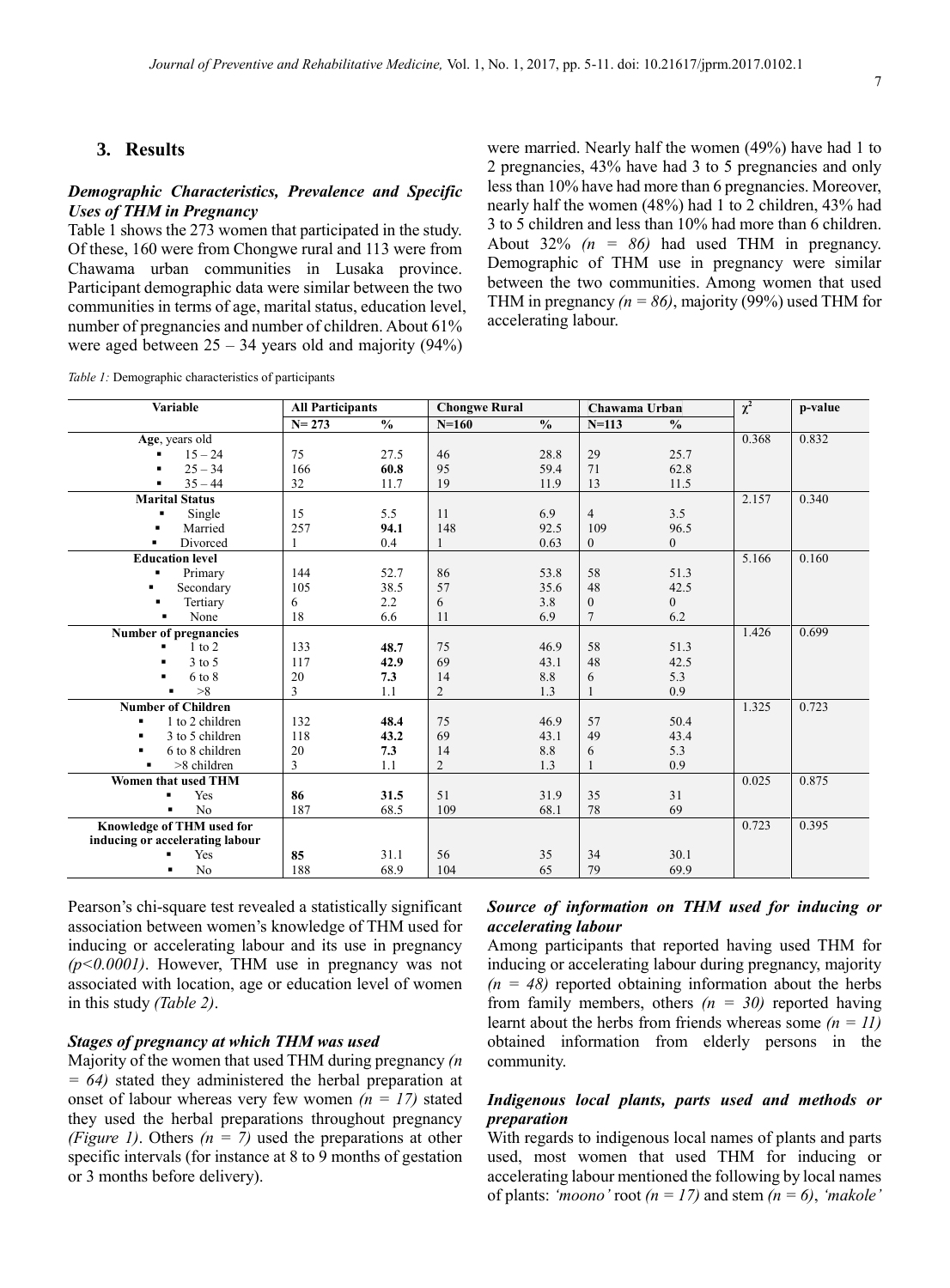## 3. Results

### *Demographic Characteristics, Prevalence and Specific Uses of THM in Pregnancy*

Table 1 shows the 273 women that participated in the study. Of these, 160 were from Chongwe rural and 113 were from Chawama urban communities in Lusaka province. Participant demographic data were similar between the two communities in terms of age, marital status, education level, number of pregnancies and number of children. About 61% were aged between 25 – 34 years old and majority (94%) were married. Nearly half the women (49%) have had 1 to 2 pregnancies, 43% have had 3 to 5 pregnancies and only less than 10% have had more than 6 pregnancies. Moreover, nearly half the women (48%) had 1 to 2 children, 43% had 3 to 5 children and less than 10% had more than 6 children. About 32% *(n = 86)* had used THM in pregnancy. Demographic of THM use in pregnancy were similar between the two communities. Among women that used THM in pregnancy *(n = 86)*, majority (99%) used THM for accelerating labour.

*Table 1:* Demographic characteristics of participants

| Variable | All Participants | | Chongwe Rural | | Chawama Urban | | $\chi^2$ | p-value |
|---|---|---|---|---|---|---|---|---|
| | N= 273 | % | N=160 | % | N=113 | % | | |
| **Age**, years old | | | | | | | 0.368 | 0.832 |
| ▪ 15 – 24 | 75 | 27.5 | 46 | 28.8 | 29 | 25.7 | | |
| ▪ 25 – 34 | 166 | **60.8** | 95 | 59.4 | 71 | 62.8 | | |
| ▪ 35 – 44 | 32 | 11.7 | 19 | 11.9 | 13 | 11.5 | | |
| **Marital Status** | | | | | | | 2.157 | 0.340 |
| ▪ Single | 15 | 5.5 | 11 | 6.9 | 4 | 3.5 | | |
| ▪ Married | 257 | **94.1** | 148 | 92.5 | 109 | 96.5 | | |
| ▪ Divorced | 1 | 0.4 | 1 | 0.63 | 0 | 0 | | |
| **Education level** | | | | | | | 5.166 | 0.160 |
| ▪ Primary | 144 | 52.7 | 86 | 53.8 | 58 | 51.3 | | |
| ▪ Secondary | 105 | 38.5 | 57 | 35.6 | 48 | 42.5 | | |
| ▪ Tertiary | 6 | 2.2 | 6 | 3.8 | 0 | 0 | | |
| ▪ None | 18 | 6.6 | 11 | 6.9 | 7 | 6.2 | | |
| **Number of pregnancies** | | | | | | | 1.426 | 0.699 |
| ▪ 1 to 2 | 133 | **48.7** | 75 | 46.9 | 58 | 51.3 | | |
| ▪ 3 to 5 | 117 | **42.9** | 69 | 43.1 | 48 | 42.5 | | |
| ▪ 6 to 8 | 20 | **7.3** | 14 | 8.8 | 6 | 5.3 | | |
| ▪ >8 | 3 | 1.1 | 2 | 1.3 | 1 | 0.9 | | |
| **Number of Children** | | | | | | | 1.325 | 0.723 |
| ▪ 1 to 2 children | 132 | **48.4** | 75 | 46.9 | 57 | 50.4 | | |
| ▪ 3 to 5 children | 118 | **43.2** | 69 | 43.1 | 49 | 43.4 | | |
| ▪ 6 to 8 children | 20 | **7.3** | 14 | 8.8 | 6 | 5.3 | | |
| ▪ >8 children | 3 | 1.1 | 2 | 1.3 | 1 | 0.9 | | |
| **Women that used THM** | | | | | | | 0.025 | 0.875 |
| ▪ Yes | **86** | **31.5** | 51 | 31.9 | 35 | 31 | | |
| ▪ No | 187 | 68.5 | 109 | 68.1 | 78 | 69 | | |
| **Knowledge of THM used for inducing or accelerating labour** | | | | | | | 0.723 | 0.395 |
| ▪ Yes | **85** | 31.1 | 56 | 35 | 34 | 30.1 | | |
| ▪ No | 188 | 68.9 | 104 | 65 | 79 | 69.9 | | |

Pearson's chi-square test revealed a statistically significant association between women's knowledge of THM used for inducing or accelerating labour and its use in pregnancy *($p<0.0001$)*. However, THM use in pregnancy was not associated with location, age or education level of women in this study *(Table 2)*.

### *Stages of pregnancy at which THM was used*

Majority of the women that used THM during pregnancy *(n = 64)* stated they administered the herbal preparation at onset of labour whereas very few women *(n = 17)* stated they used the herbal preparations throughout pregnancy *(Figure 1)*. Others *(n = 7)* used the preparations at other specific intervals (for instance at 8 to 9 months of gestation or 3 months before delivery).

### *Source of information on THM used for inducing or accelerating labour*

Among participants that reported having used THM for inducing or accelerating labour during pregnancy, majority *(n = 48)* reported obtaining information about the herbs from family members, others *(n = 30)* reported having learnt about the herbs from friends whereas some *(n = 11)* obtained information from elderly persons in the community.

### *Indigenous local plants, parts used and methods or preparation*

With regards to indigenous local names of plants and parts used, most women that used THM for inducing or accelerating labour mentioned the following by local names of plants: *'moono'* root *(n = 17)* and stem *(n = 6)*, *'makole'*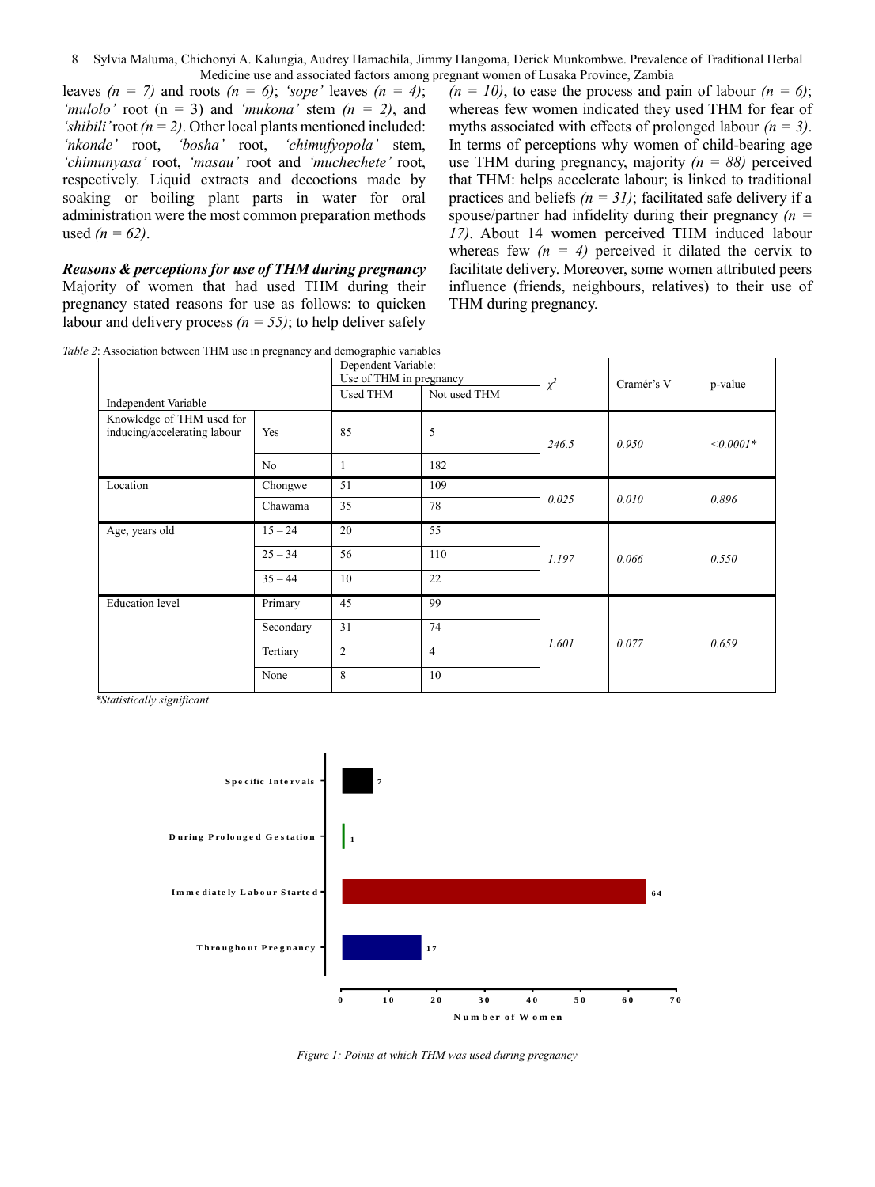leaves *(n = 7)* and roots *(n = 6)*; *'sope'* leaves *(n = 4)*; *'mulolo'* root (n = 3) and *'mukona'* stem *(n = 2)*, and *'shibili'* root *(n = 2)*. Other local plants mentioned included: *'nkonde'* root, *'bosha'* root, *'chimufyopola'* stem, *'chimunyasa'* root, *'masau'* root and *'muchechete'* root, respectively. Liquid extracts and decoctions made by soaking or boiling plant parts in water for oral administration were the most common preparation methods used *(n = 62)*.

***Reasons & perceptions for use of THM during pregnancy***

Majority of women that had used THM during their pregnancy stated reasons for use as follows: to quicken labour and delivery process *(n = 55)*; to help deliver safely *(n = 10)*, to ease the process and pain of labour *(n = 6)*; whereas few women indicated they used THM for fear of myths associated with effects of prolonged labour *(n = 3)*. In terms of perceptions why women of child-bearing age use THM during pregnancy, majority *(n = 88)* perceived that THM: helps accelerate labour; is linked to traditional practices and beliefs *(n = 31)*; facilitated safe delivery if a spouse/partner had infidelity during their pregnancy *(n = 17)*. About 14 women perceived THM induced labour whereas few *(n = 4)* perceived it dilated the cervix to facilitate delivery. Moreover, some women attributed peers influence (friends, neighbours, relatives) to their use of THM during pregnancy.

*Table 2*: Association between THM use in pregnancy and demographic variables

| Independent Variable | | Dependent Variable: Use of THM in pregnancy | | $\chi^2$ | Cramér's V | p-value |
|---|---|---|---|---|---|---|
| | | Used THM | Not used THM | | | |
| Knowledge of THM used for inducing/accelerating labour | Yes | 85 | 5 | *246.5* | *0.950* | *<0.0001\** |
| | No | 1 | 182 | | | |
| Location | Chongwe | 51 | 109 | *0.025* | *0.010* | *0.896* |
| | Chawama | 35 | 78 | | | |
| Age, years old | 15 – 24 | 20 | 55 | *1.197* | *0.066* | *0.550* |
| | 25 – 34 | 56 | 110 | | | |
| | 35 – 44 | 10 | 22 | | | |
| Education level | Primary | 45 | 99 | *1.601* | *0.077* | *0.659* |
| | Secondary | 31 | 74 | | | |
| | Tertiary | 2 | 4 | | | |
| | None | 8 | 10 | | | |

*\*Statistically significant*

| Point of use | Number of Women |
|---|---|
| Specific Intervals | 7 |
| During Prolonged Gestation | 1 |
| Immediately Labour Started | 64 |
| Throughout Pregnancy | 17 |

*Figure 1: Points at which THM was used during pregnancy*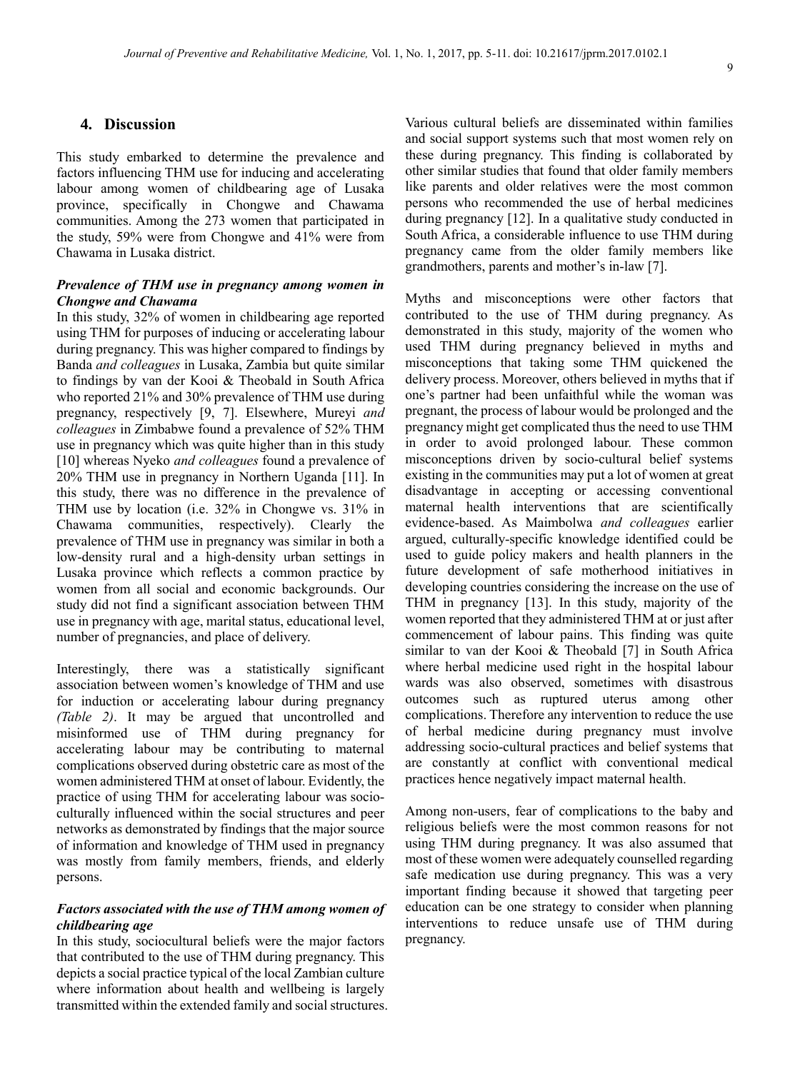## 4. Discussion

This study embarked to determine the prevalence and factors influencing THM use for inducing and accelerating labour among women of childbearing age of Lusaka province, specifically in Chongwe and Chawama communities. Among the 273 women that participated in the study, 59% were from Chongwe and 41% were from Chawama in Lusaka district.

### *Prevalence of THM use in pregnancy among women in Chongwe and Chawama*

In this study, 32% of women in childbearing age reported using THM for purposes of inducing or accelerating labour during pregnancy. This was higher compared to findings by Banda *and colleagues* in Lusaka, Zambia but quite similar to findings by van der Kooi & Theobald in South Africa who reported 21% and 30% prevalence of THM use during pregnancy, respectively [9, 7]. Elsewhere, Mureyi *and colleagues* in Zimbabwe found a prevalence of 52% THM use in pregnancy which was quite higher than in this study [10] whereas Nyeko *and colleagues* found a prevalence of 20% THM use in pregnancy in Northern Uganda [11]. In this study, there was no difference in the prevalence of THM use by location (i.e. 32% in Chongwe vs. 31% in Chawama communities, respectively). Clearly the prevalence of THM use in pregnancy was similar in both a low-density rural and a high-density urban settings in Lusaka province which reflects a common practice by women from all social and economic backgrounds. Our study did not find a significant association between THM use in pregnancy with age, marital status, educational level, number of pregnancies, and place of delivery.

Interestingly, there was a statistically significant association between women's knowledge of THM and use for induction or accelerating labour during pregnancy *(Table 2)*. It may be argued that uncontrolled and misinformed use of THM during pregnancy for accelerating labour may be contributing to maternal complications observed during obstetric care as most of the women administered THM at onset of labour. Evidently, the practice of using THM for accelerating labour was socio-culturally influenced within the social structures and peer networks as demonstrated by findings that the major source of information and knowledge of THM used in pregnancy was mostly from family members, friends, and elderly persons.

### *Factors associated with the use of THM among women of childbearing age*

In this study, sociocultural beliefs were the major factors that contributed to the use of THM during pregnancy. This depicts a social practice typical of the local Zambian culture where information about health and wellbeing is largely transmitted within the extended family and social structures. Various cultural beliefs are disseminated within families and social support systems such that most women rely on these during pregnancy. This finding is collaborated by other similar studies that found that older family members like parents and older relatives were the most common persons who recommended the use of herbal medicines during pregnancy [12]. In a qualitative study conducted in South Africa, a considerable influence to use THM during pregnancy came from the older family members like grandmothers, parents and mother's in-law [7].

Myths and misconceptions were other factors that contributed to the use of THM during pregnancy. As demonstrated in this study, majority of the women who used THM during pregnancy believed in myths and misconceptions that taking some THM quickened the delivery process. Moreover, others believed in myths that if one's partner had been unfaithful while the woman was pregnant, the process of labour would be prolonged and the pregnancy might get complicated thus the need to use THM in order to avoid prolonged labour. These common misconceptions driven by socio-cultural belief systems existing in the communities may put a lot of women at great disadvantage in accepting or accessing conventional maternal health interventions that are scientifically evidence-based. As Maimbolwa *and colleagues* earlier argued, culturally-specific knowledge identified could be used to guide policy makers and health planners in the future development of safe motherhood initiatives in developing countries considering the increase on the use of THM in pregnancy [13]. In this study, majority of the women reported that they administered THM at or just after commencement of labour pains. This finding was quite similar to van der Kooi & Theobald [7] in South Africa where herbal medicine used right in the hospital labour wards was also observed, sometimes with disastrous outcomes such as ruptured uterus among other complications. Therefore any intervention to reduce the use of herbal medicine during pregnancy must involve addressing socio-cultural practices and belief systems that are constantly at conflict with conventional medical practices hence negatively impact maternal health.

Among non-users, fear of complications to the baby and religious beliefs were the most common reasons for not using THM during pregnancy. It was also assumed that most of these women were adequately counselled regarding safe medication use during pregnancy. This was a very important finding because it showed that targeting peer education can be one strategy to consider when planning interventions to reduce unsafe use of THM during pregnancy.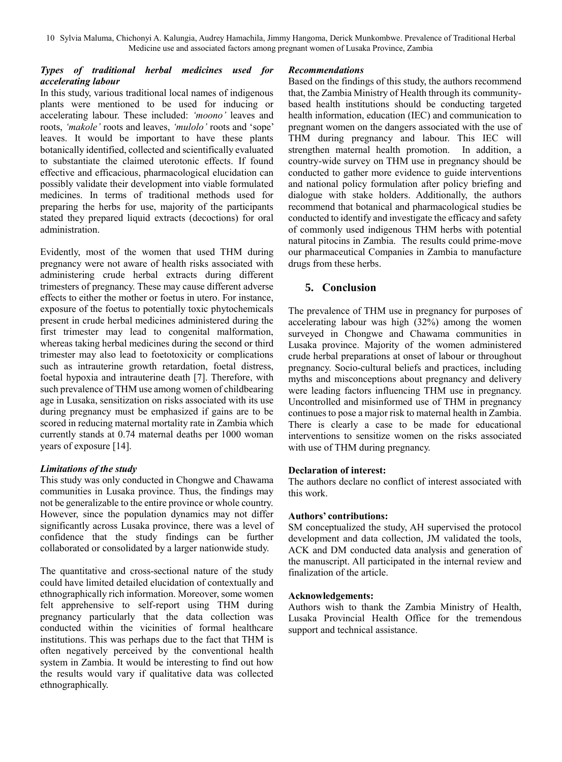### *Types of traditional herbal medicines used for accelerating labour*

In this study, various traditional local names of indigenous plants were mentioned to be used for inducing or accelerating labour. These included: *'moono'* leaves and roots, *'makole'* roots and leaves, *'mulolo'* roots and 'sope' leaves. It would be important to have these plants botanically identified, collected and scientifically evaluated to substantiate the claimed uterotonic effects. If found effective and efficacious, pharmacological elucidation can possibly validate their development into viable formulated medicines. In terms of traditional methods used for preparing the herbs for use, majority of the participants stated they prepared liquid extracts (decoctions) for oral administration.

Evidently, most of the women that used THM during pregnancy were not aware of health risks associated with administering crude herbal extracts during different trimesters of pregnancy. These may cause different adverse effects to either the mother or foetus in utero. For instance, exposure of the foetus to potentially toxic phytochemicals present in crude herbal medicines administered during the first trimester may lead to congenital malformation, whereas taking herbal medicines during the second or third trimester may also lead to foetotoxicity or complications such as intrauterine growth retardation, foetal distress, foetal hypoxia and intrauterine death [7]. Therefore, with such prevalence of THM use among women of childbearing age in Lusaka, sensitization on risks associated with its use during pregnancy must be emphasized if gains are to be scored in reducing maternal mortality rate in Zambia which currently stands at 0.74 maternal deaths per 1000 woman years of exposure [14].

### *Limitations of the study*

This study was only conducted in Chongwe and Chawama communities in Lusaka province. Thus, the findings may not be generalizable to the entire province or whole country. However, since the population dynamics may not differ significantly across Lusaka province, there was a level of confidence that the study findings can be further collaborated or consolidated by a larger nationwide study.

The quantitative and cross-sectional nature of the study could have limited detailed elucidation of contextually and ethnographically rich information. Moreover, some women felt apprehensive to self-report using THM during pregnancy particularly that the data collection was conducted within the vicinities of formal healthcare institutions. This was perhaps due to the fact that THM is often negatively perceived by the conventional health system in Zambia. It would be interesting to find out how the results would vary if qualitative data was collected ethnographically.

### *Recommendations*

Based on the findings of this study, the authors recommend that, the Zambia Ministry of Health through its community-based health institutions should be conducting targeted health information, education (IEC) and communication to pregnant women on the dangers associated with the use of THM during pregnancy and labour. This IEC will strengthen maternal health promotion. In addition, a country-wide survey on THM use in pregnancy should be conducted to gather more evidence to guide interventions and national policy formulation after policy briefing and dialogue with stake holders. Additionally, the authors recommend that botanical and pharmacological studies be conducted to identify and investigate the efficacy and safety of commonly used indigenous THM herbs with potential natural pitocins in Zambia. The results could prime-move our pharmaceutical Companies in Zambia to manufacture drugs from these herbs.

## 5. Conclusion

The prevalence of THM use in pregnancy for purposes of accelerating labour was high (32%) among the women surveyed in Chongwe and Chawama communities in Lusaka province. Majority of the women administered crude herbal preparations at onset of labour or throughout pregnancy. Socio-cultural beliefs and practices, including myths and misconceptions about pregnancy and delivery were leading factors influencing THM use in pregnancy. Uncontrolled and misinformed use of THM in pregnancy continues to pose a major risk to maternal health in Zambia. There is clearly a case to be made for educational interventions to sensitize women on the risks associated with use of THM during pregnancy.

**Declaration of interest:**

The authors declare no conflict of interest associated with this work.

**Authors' contributions:**

SM conceptualized the study, AH supervised the protocol development and data collection, JM validated the tools, ACK and DM conducted data analysis and generation of the manuscript. All participated in the internal review and finalization of the article.

**Acknowledgements:**

Authors wish to thank the Zambia Ministry of Health, Lusaka Provincial Health Office for the tremendous support and technical assistance.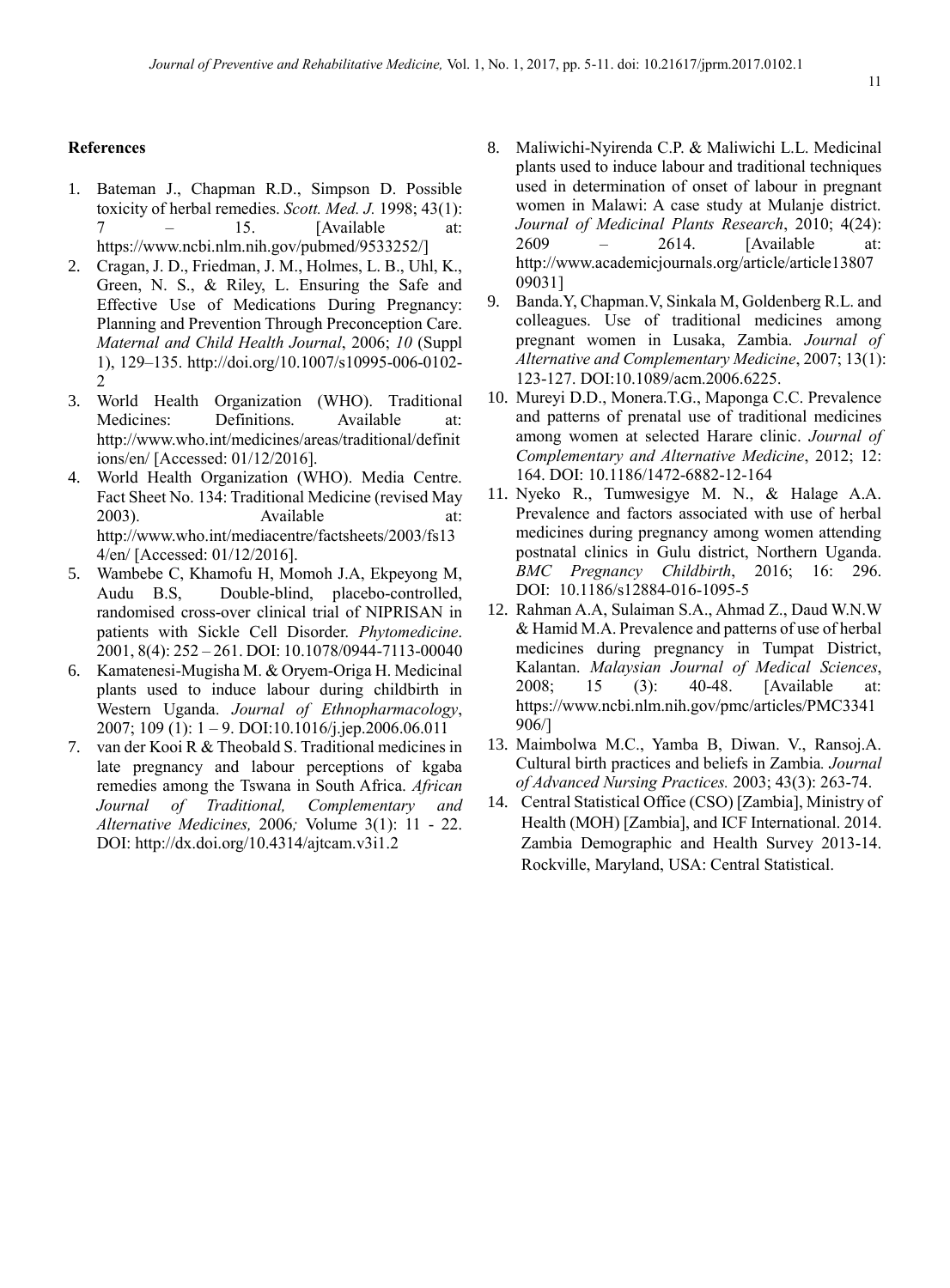## References

1. Bateman J., Chapman R.D., Simpson D. Possible toxicity of herbal remedies. *Scott. Med. J.* 1998; 43(1): 7 – 15. [Available at: https://www.ncbi.nlm.nih.gov/pubmed/9533252/]
2. Cragan, J. D., Friedman, J. M., Holmes, L. B., Uhl, K., Green, N. S., & Riley, L. Ensuring the Safe and Effective Use of Medications During Pregnancy: Planning and Prevention Through Preconception Care. *Maternal and Child Health Journal*, 2006; *10* (Suppl 1), 129–135. http://doi.org/10.1007/s10995-006-0102-2
3. World Health Organization (WHO). Traditional Medicines: Definitions. Available at: http://www.who.int/medicines/areas/traditional/definitions/en/ [Accessed: 01/12/2016].
4. World Health Organization (WHO). Media Centre. Fact Sheet No. 134: Traditional Medicine (revised May 2003). Available at: http://www.who.int/mediacentre/factsheets/2003/fs134/en/ [Accessed: 01/12/2016].
5. Wambebe C, Khamofu H, Momoh J.A, Ekpeyong M, Audu B.S, Double-blind, placebo-controlled, randomised cross-over clinical trial of NIPRISAN in patients with Sickle Cell Disorder. *Phytomedicine*. 2001, 8(4): 252 – 261. DOI: 10.1078/0944-7113-00040
6. Kamatenesi-Mugisha M. & Oryem-Origa H. Medicinal plants used to induce labour during childbirth in Western Uganda. *Journal of Ethnopharmacology*, 2007; 109 (1): 1 – 9. DOI:10.1016/j.jep.2006.06.011
7. van der Kooi R & Theobald S. Traditional medicines in late pregnancy and labour perceptions of kgaba remedies among the Tswana in South Africa. *African Journal of Traditional, Complementary and Alternative Medicines,* 2006*;* Volume 3(1): 11 - 22. DOI: http://dx.doi.org/10.4314/ajtcam.v3i1.2
8. Maliwichi-Nyirenda C.P. & Maliwichi L.L. Medicinal plants used to induce labour and traditional techniques used in determination of onset of labour in pregnant women in Malawi: A case study at Mulanje district. *Journal of Medicinal Plants Research*, 2010; 4(24): 2609 – 2614. [Available at: http://www.academicjournals.org/article/article1380709031]
9. Banda.Y, Chapman.V, Sinkala M, Goldenberg R.L. and colleagues. Use of traditional medicines among pregnant women in Lusaka, Zambia. *Journal of Alternative and Complementary Medicine*, 2007; 13(1): 123-127. DOI:10.1089/acm.2006.6225.
10. Mureyi D.D., Monera.T.G., Maponga C.C. Prevalence and patterns of prenatal use of traditional medicines among women at selected Harare clinic. *Journal of Complementary and Alternative Medicine*, 2012; 12: 164. DOI: 10.1186/1472-6882-12-164
11. Nyeko R., Tumwesigye M. N., & Halage A.A. Prevalence and factors associated with use of herbal medicines during pregnancy among women attending postnatal clinics in Gulu district, Northern Uganda. *BMC Pregnancy Childbirth*, 2016; 16: 296. DOI: 10.1186/s12884-016-1095-5
12. Rahman A.A, Sulaiman S.A., Ahmad Z., Daud W.N.W & Hamid M.A. Prevalence and patterns of use of herbal medicines during pregnancy in Tumpat District, Kalantan. *Malaysian Journal of Medical Sciences*, 2008; 15 (3): 40-48. [Available at: https://www.ncbi.nlm.nih.gov/pmc/articles/PMC3341906/]
13. Maimbolwa M.C., Yamba B, Diwan. V., Ransoj.A. Cultural birth practices and beliefs in Zambia*. Journal of Advanced Nursing Practices.* 2003; 43(3): 263-74.
14. Central Statistical Office (CSO) [Zambia], Ministry of Health (MOH) [Zambia], and ICF International. 2014. Zambia Demographic and Health Survey 2013-14. Rockville, Maryland, USA: Central Statistical.